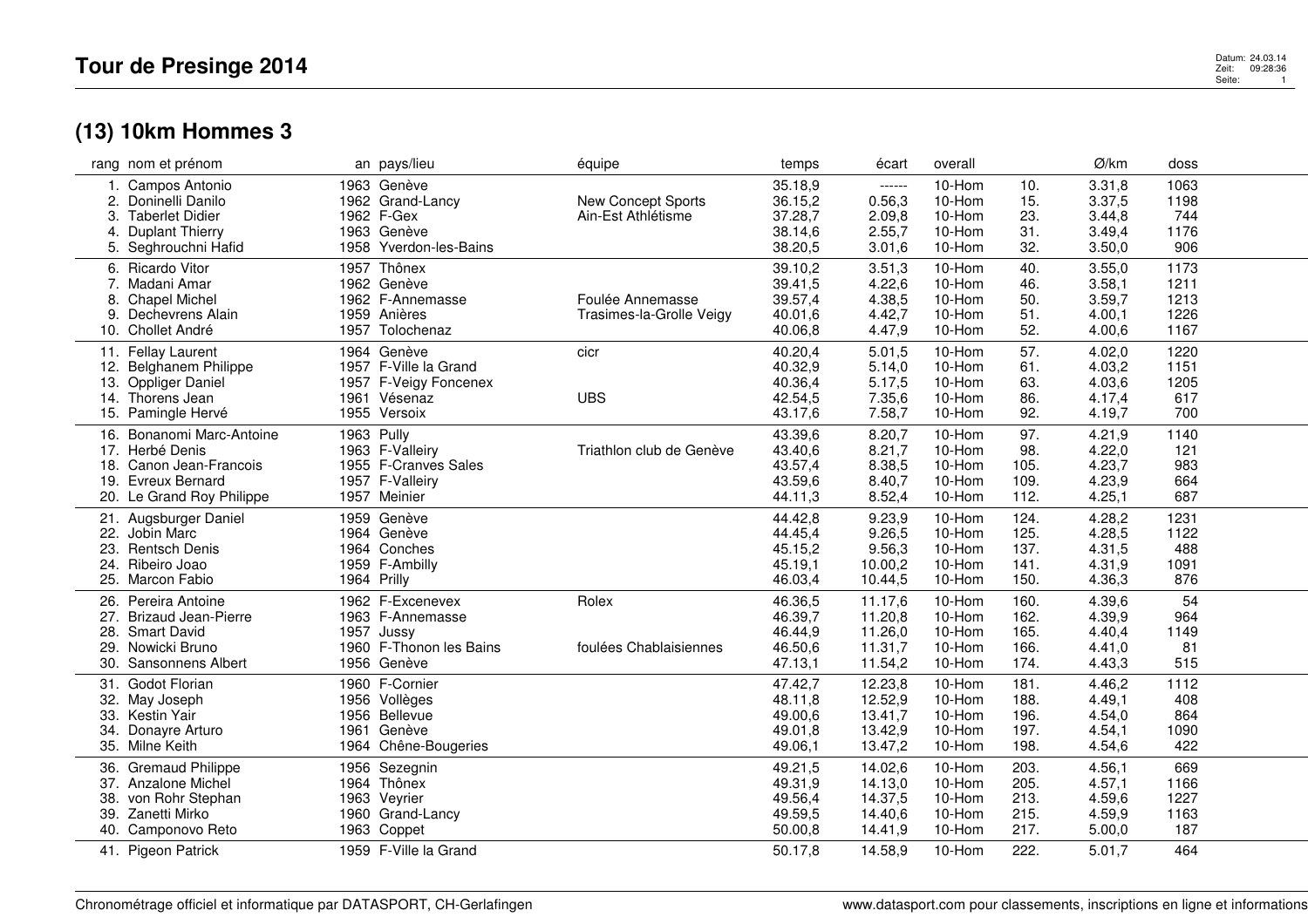# Tour de Presinge 2014

## (13) 10km Hommes 3

| rang | nom et prénom | an | pays/lieu | équipe | temps | écart | overall | | Ø/km | doss |
|---|---|---|---|---|---|---|---|---|---|---|
| 1. | Campos Antonio | 1963 | Genève | | 35.18,9 | ------ | 10-Hom | 10. | 3.31,8 | 1063 |
| 2. | Doninelli Danilo | 1962 | Grand-Lancy | New Concept Sports | 36.15,2 | 0.56,3 | 10-Hom | 15. | 3.37,5 | 1198 |
| 3. | Taberlet Didier | 1962 | F-Gex | Ain-Est Athlétisme | 37.28,7 | 2.09,8 | 10-Hom | 23. | 3.44,8 | 744 |
| 4. | Duplant Thierry | 1963 | Genève | | 38.14,6 | 2.55,7 | 10-Hom | 31. | 3.49,4 | 1176 |
| 5. | Seghrouchni Hafid | 1958 | Yverdon-les-Bains | | 38.20,5 | 3.01,6 | 10-Hom | 32. | 3.50,0 | 906 |
| 6. | Ricardo Vitor | 1957 | Thônex | | 39.10,2 | 3.51,3 | 10-Hom | 40. | 3.55,0 | 1173 |
| 7. | Madani Amar | 1962 | Genève | | 39.41,5 | 4.22,6 | 10-Hom | 46. | 3.58,1 | 1211 |
| 8. | Chapel Michel | 1962 | F-Annemasse | Foulée Annemasse | 39.57,4 | 4.38,5 | 10-Hom | 50. | 3.59,7 | 1213 |
| 9. | Dechevrens Alain | 1959 | Anières | Trasimes-la-Grolle Veigy | 40.01,6 | 4.42,7 | 10-Hom | 51. | 4.00,1 | 1226 |
| 10. | Chollet André | 1957 | Tolochenaz | | 40.06,8 | 4.47,9 | 10-Hom | 52. | 4.00,6 | 1167 |
| 11. | Fellay Laurent | 1964 | Genève | cicr | 40.20,4 | 5.01,5 | 10-Hom | 57. | 4.02,0 | 1220 |
| 12. | Belghanem Philippe | 1957 | F-Ville la Grand | | 40.32,9 | 5.14,0 | 10-Hom | 61. | 4.03,2 | 1151 |
| 13. | Oppliger Daniel | 1957 | F-Veigy Foncenex | | 40.36,4 | 5.17,5 | 10-Hom | 63. | 4.03,6 | 1205 |
| 14. | Thorens Jean | 1961 | Vésenaz | UBS | 42.54,5 | 7.35,6 | 10-Hom | 86. | 4.17,4 | 617 |
| 15. | Pamingle Hervé | 1955 | Versoix | | 43.17,6 | 7.58,7 | 10-Hom | 92. | 4.19,7 | 700 |
| 16. | Bonanomi Marc-Antoine | 1963 | Pully | | 43.39,6 | 8.20,7 | 10-Hom | 97. | 4.21,9 | 1140 |
| 17. | Herbé Denis | 1963 | F-Valleiry | Triathlon club de Genève | 43.40,6 | 8.21,7 | 10-Hom | 98. | 4.22,0 | 121 |
| 18. | Canon Jean-Francois | 1955 | F-Cranves Sales | | 43.57,4 | 8.38,5 | 10-Hom | 105. | 4.23,7 | 983 |
| 19. | Evreux Bernard | 1957 | F-Valleiry | | 43.59,6 | 8.40,7 | 10-Hom | 109. | 4.23,9 | 664 |
| 20. | Le Grand Roy Philippe | 1957 | Meinier | | 44.11,3 | 8.52,4 | 10-Hom | 112. | 4.25,1 | 687 |
| 21. | Augsburger Daniel | 1959 | Genève | | 44.42,8 | 9.23,9 | 10-Hom | 124. | 4.28,2 | 1231 |
| 22. | Jobin Marc | 1964 | Genève | | 44.45,4 | 9.26,5 | 10-Hom | 125. | 4.28,5 | 1122 |
| 23. | Rentsch Denis | 1964 | Conches | | 45.15,2 | 9.56,3 | 10-Hom | 137. | 4.31,5 | 488 |
| 24. | Ribeiro Joao | 1959 | F-Ambilly | | 45.19,1 | 10.00,2 | 10-Hom | 141. | 4.31,9 | 1091 |
| 25. | Marcon Fabio | 1964 | Prilly | | 46.03,4 | 10.44,5 | 10-Hom | 150. | 4.36,3 | 876 |
| 26. | Pereira Antoine | 1962 | F-Excenevex | Rolex | 46.36,5 | 11.17,6 | 10-Hom | 160. | 4.39,6 | 54 |
| 27. | Brizaud Jean-Pierre | 1963 | F-Annemasse | | 46.39,7 | 11.20,8 | 10-Hom | 162. | 4.39,9 | 964 |
| 28. | Smart David | 1957 | Jussy | | 46.44,9 | 11.26,0 | 10-Hom | 165. | 4.40,4 | 1149 |
| 29. | Nowicki Bruno | 1960 | F-Thonon les Bains | foulées Chablaisiennes | 46.50,6 | 11.31,7 | 10-Hom | 166. | 4.41,0 | 81 |
| 30. | Sansonnens Albert | 1956 | Genève | | 47.13,1 | 11.54,2 | 10-Hom | 174. | 4.43,3 | 515 |
| 31. | Godot Florian | 1960 | F-Cornier | | 47.42,7 | 12.23,8 | 10-Hom | 181. | 4.46,2 | 1112 |
| 32. | May Joseph | 1956 | Vollèges | | 48.11,8 | 12.52,9 | 10-Hom | 188. | 4.49,1 | 408 |
| 33. | Kestin Yair | 1956 | Bellevue | | 49.00,6 | 13.41,7 | 10-Hom | 196. | 4.54,0 | 864 |
| 34. | Donayre Arturo | 1961 | Genève | | 49.01,8 | 13.42,9 | 10-Hom | 197. | 4.54,1 | 1090 |
| 35. | Milne Keith | 1964 | Chêne-Bougeries | | 49.06,1 | 13.47,2 | 10-Hom | 198. | 4.54,6 | 422 |
| 36. | Gremaud Philippe | 1956 | Sezegnin | | 49.21,5 | 14.02,6 | 10-Hom | 203. | 4.56,1 | 669 |
| 37. | Anzalone Michel | 1964 | Thônex | | 49.31,9 | 14.13,0 | 10-Hom | 205. | 4.57,1 | 1166 |
| 38. | von Rohr Stephan | 1963 | Veyrier | | 49.56,4 | 14.37,5 | 10-Hom | 213. | 4.59,6 | 1227 |
| 39. | Zanetti Mirko | 1960 | Grand-Lancy | | 49.59,5 | 14.40,6 | 10-Hom | 215. | 4.59,9 | 1163 |
| 40. | Camponovo Reto | 1963 | Coppet | | 50.00,8 | 14.41,9 | 10-Hom | 217. | 5.00,0 | 187 |
| 41. | Pigeon Patrick | 1959 | F-Ville la Grand | | 50.17,8 | 14.58,9 | 10-Hom | 222. | 5.01,7 | 464 |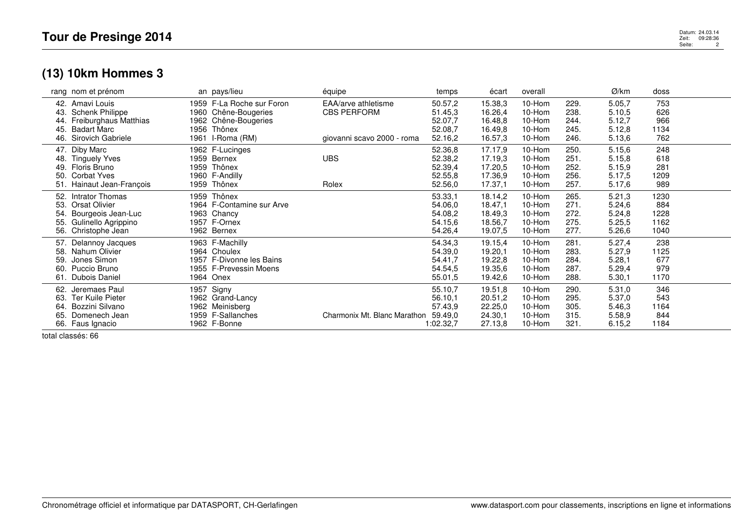# Tour de Presinge 2014

## (13) 10km Hommes 3

| rang | nom et prénom | an | pays/lieu | équipe | temps | écart | overall | | Ø/km | doss |
|---|---|---|---|---|---|---|---|---|---|---|
| 42. | Amavi Louis | 1959 | F-La Roche sur Foron | EAA/arve athletisme | 50.57,2 | 15.38,3 | 10-Hom | 229. | 5.05,7 | 753 |
| 43. | Schenk Philippe | 1960 | Chêne-Bougeries | CBS PERFORM | 51.45,3 | 16.26,4 | 10-Hom | 238. | 5.10,5 | 626 |
| 44. | Freiburghaus Matthias | 1962 | Chêne-Bougeries | | 52.07,7 | 16.48,8 | 10-Hom | 244. | 5.12,7 | 966 |
| 45. | Badart Marc | 1956 | Thônex | | 52.08,7 | 16.49,8 | 10-Hom | 245. | 5.12,8 | 1134 |
| 46. | Sirovich Gabriele | 1961 | I-Roma (RM) | giovanni scavo 2000 - roma | 52.16,2 | 16.57,3 | 10-Hom | 246. | 5.13,6 | 762 |
| 47. | Diby Marc | 1962 | F-Lucinges | | 52.36,8 | 17.17,9 | 10-Hom | 250. | 5.15,6 | 248 |
| 48. | Tinguely Yves | 1959 | Bernex | UBS | 52.38,2 | 17.19,3 | 10-Hom | 251. | 5.15,8 | 618 |
| 49. | Floris Bruno | 1959 | Thônex | | 52.39,4 | 17.20,5 | 10-Hom | 252. | 5.15,9 | 281 |
| 50. | Corbat Yves | 1960 | F-Andilly | | 52.55,8 | 17.36,9 | 10-Hom | 256. | 5.17,5 | 1209 |
| 51. | Hainaut Jean-François | 1959 | Thônex | Rolex | 52.56,0 | 17.37,1 | 10-Hom | 257. | 5.17,6 | 989 |
| 52. | Intrator Thomas | 1959 | Thônex | | 53.33,1 | 18.14,2 | 10-Hom | 265. | 5.21,3 | 1230 |
| 53. | Orsat Olivier | 1964 | F-Contamine sur Arve | | 54.06,0 | 18.47,1 | 10-Hom | 271. | 5.24,6 | 884 |
| 54. | Bourgeois Jean-Luc | 1963 | Chancy | | 54.08,2 | 18.49,3 | 10-Hom | 272. | 5.24,8 | 1228 |
| 55. | Gulinello Agrippino | 1957 | F-Ornex | | 54.15,6 | 18.56,7 | 10-Hom | 275. | 5.25,5 | 1162 |
| 56. | Christophe Jean | 1962 | Bernex | | 54.26,4 | 19.07,5 | 10-Hom | 277. | 5.26,6 | 1040 |
| 57. | Delannoy Jacques | 1963 | F-Machilly | | 54.34,3 | 19.15,4 | 10-Hom | 281. | 5.27,4 | 238 |
| 58. | Nahum Olivier | 1964 | Choulex | | 54.39,0 | 19.20,1 | 10-Hom | 283. | 5.27,9 | 1125 |
| 59. | Jones Simon | 1957 | F-Divonne les Bains | | 54.41,7 | 19.22,8 | 10-Hom | 284. | 5.28,1 | 677 |
| 60. | Puccio Bruno | 1955 | F-Prevessin Moens | | 54.54,5 | 19.35,6 | 10-Hom | 287. | 5.29,4 | 979 |
| 61. | Dubois Daniel | 1964 | Onex | | 55.01,5 | 19.42,6 | 10-Hom | 288. | 5.30,1 | 1170 |
| 62. | Jeremaes Paul | 1957 | Signy | | 55.10,7 | 19.51,8 | 10-Hom | 290. | 5.31,0 | 346 |
| 63. | Ter Kuile Pieter | 1962 | Grand-Lancy | | 56.10,1 | 20.51,2 | 10-Hom | 295. | 5.37,0 | 543 |
| 64. | Bozzini Silvano | 1962 | Meinisberg | | 57.43,9 | 22.25,0 | 10-Hom | 305. | 5.46,3 | 1164 |
| 65. | Domenech Jean | 1959 | F-Sallanches | Charmonix Mt. Blanc Marathon | 59.49,0 | 24.30,1 | 10-Hom | 315. | 5.58,9 | 844 |
| 66. | Faus Ignacio | 1962 | F-Bonne | | 1:02.32,7 | 27.13,8 | 10-Hom | 321. | 6.15,2 | 1184 |

total classés: 66